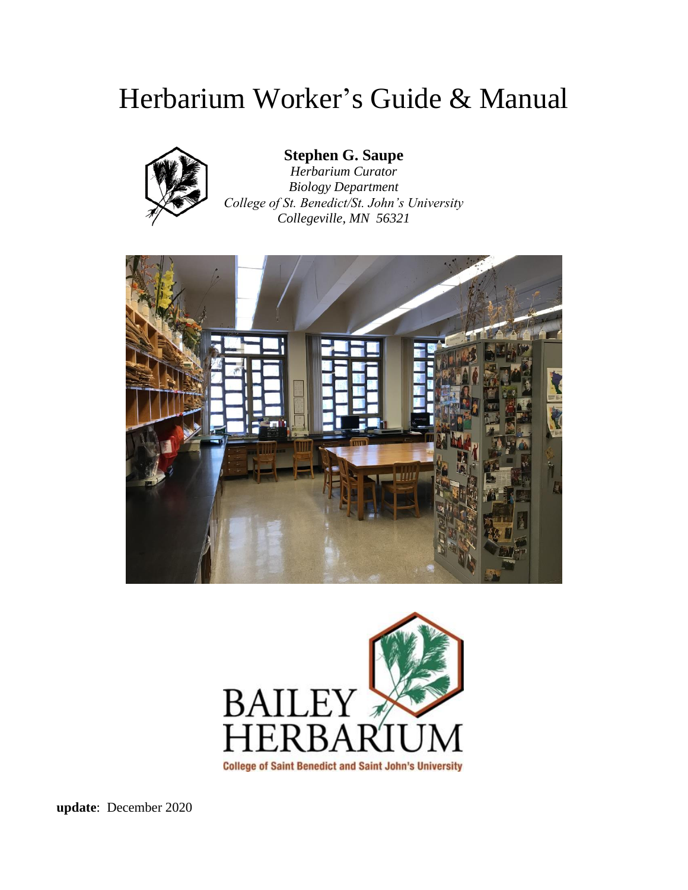# Herbarium Worker's Guide & Manual

**Stephen G. Saupe**
*Herbarium Curator*
*Biology Department*
*College of St. Benedict/St. John's University*
*Collegeville, MN 56321*

BAILEY HERBARIUM
College of Saint Benedict and Saint John's University

**update**: December 2020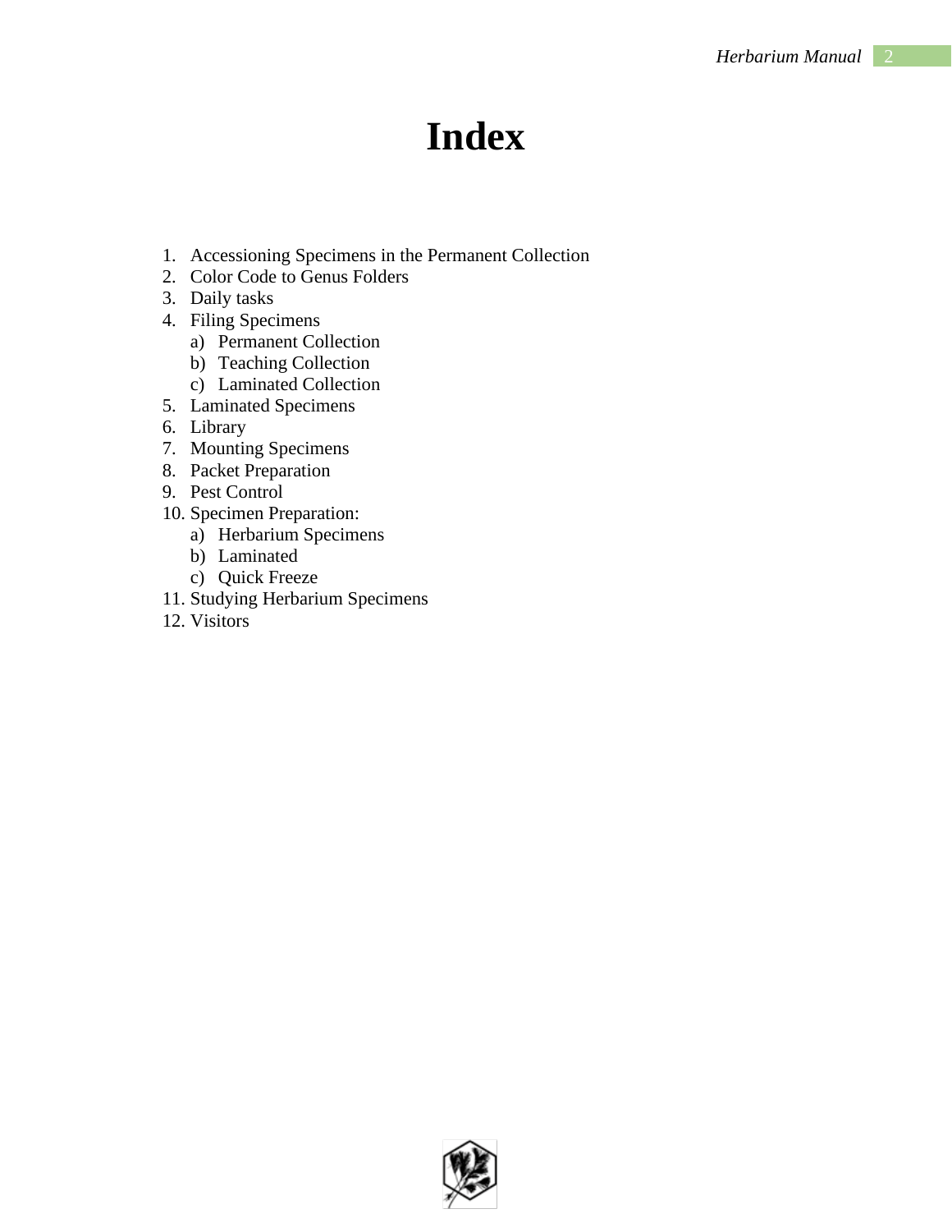# Index

1. Accessioning Specimens in the Permanent Collection
2. Color Code to Genus Folders
3. Daily tasks
4. Filing Specimens
   a) Permanent Collection
   b) Teaching Collection
   c) Laminated Collection
5. Laminated Specimens
6. Library
7. Mounting Specimens
8. Packet Preparation
9. Pest Control
10. Specimen Preparation:
    a) Herbarium Specimens
    b) Laminated
    c) Quick Freeze
11. Studying Herbarium Specimens
12. Visitors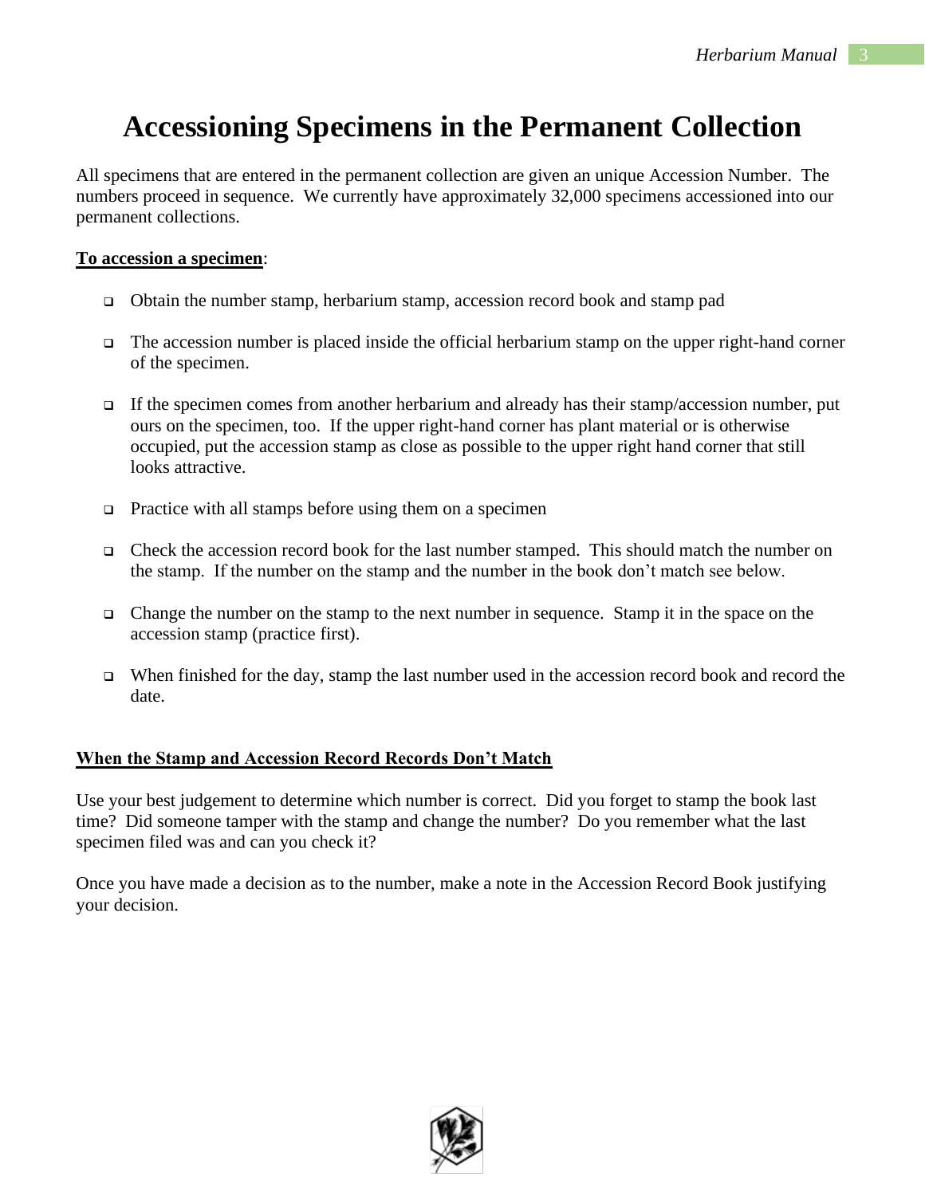# Accessioning Specimens in the Permanent Collection

All specimens that are entered in the permanent collection are given an unique Accession Number. The numbers proceed in sequence. We currently have approximately 32,000 specimens accessioned into our permanent collections.

**To accession a specimen**:

- Obtain the number stamp, herbarium stamp, accession record book and stamp pad
- The accession number is placed inside the official herbarium stamp on the upper right-hand corner of the specimen.
- If the specimen comes from another herbarium and already has their stamp/accession number, put ours on the specimen, too. If the upper right-hand corner has plant material or is otherwise occupied, put the accession stamp as close as possible to the upper right hand corner that still looks attractive.
- Practice with all stamps before using them on a specimen
- Check the accession record book for the last number stamped. This should match the number on the stamp. If the number on the stamp and the number in the book don't match see below.
- Change the number on the stamp to the next number in sequence. Stamp it in the space on the accession stamp (practice first).
- When finished for the day, stamp the last number used in the accession record book and record the date.

**When the Stamp and Accession Record Records Don't Match**

Use your best judgement to determine which number is correct. Did you forget to stamp the book last time? Did someone tamper with the stamp and change the number? Do you remember what the last specimen filed was and can you check it?

Once you have made a decision as to the number, make a note in the Accession Record Book justifying your decision.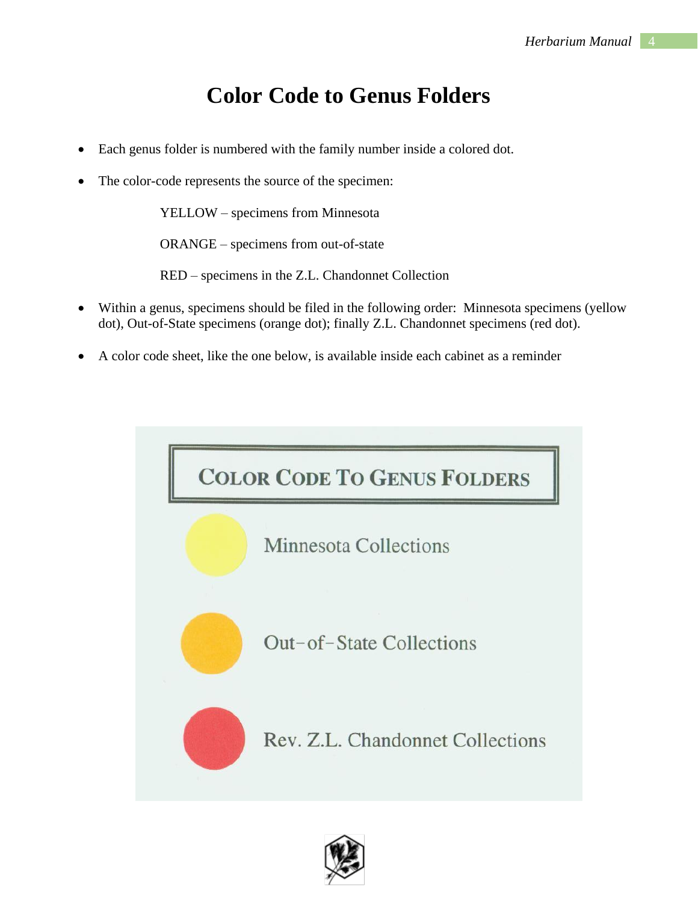# Color Code to Genus Folders

- Each genus folder is numbered with the family number inside a colored dot.
- The color-code represents the source of the specimen:

  YELLOW – specimens from Minnesota

  ORANGE – specimens from out-of-state

  RED – specimens in the Z.L. Chandonnet Collection

- Within a genus, specimens should be filed in the following order: Minnesota specimens (yellow dot), Out-of-State specimens (orange dot); finally Z.L. Chandonnet specimens (red dot).
- A color code sheet, like the one below, is available inside each cabinet as a reminder

**COLOR CODE TO GENUS FOLDERS**

Minnesota Collections

Out-of-State Collections

Rev. Z.L. Chandonnet Collections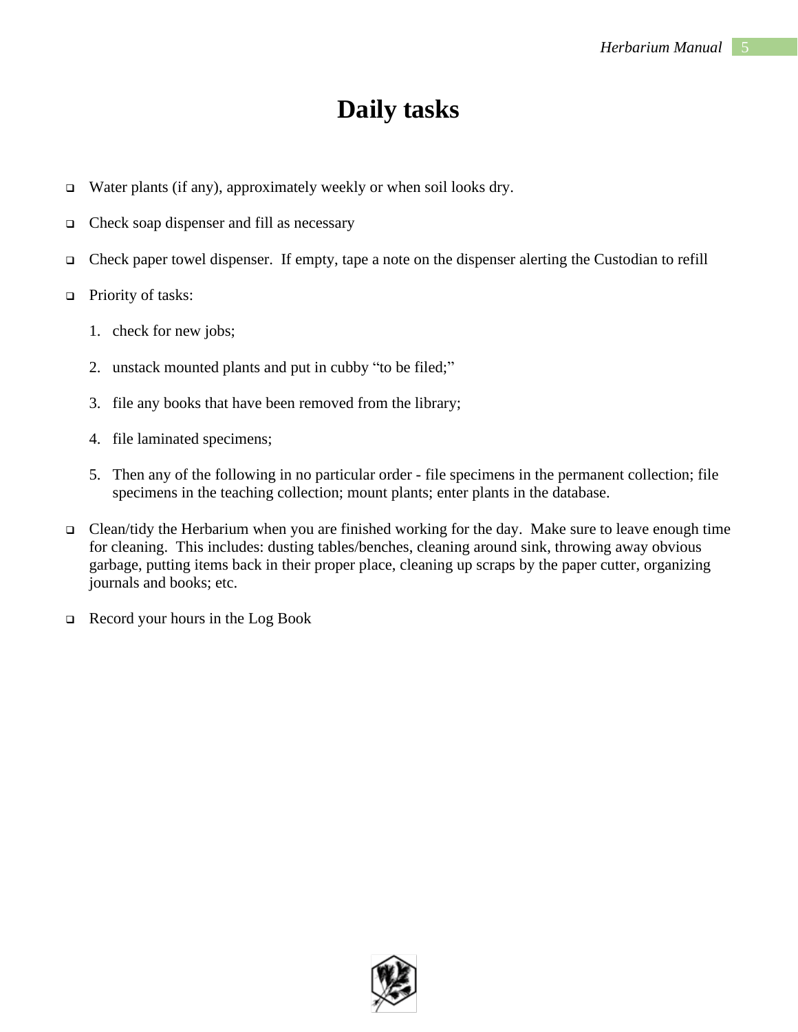# Daily tasks

- Water plants (if any), approximately weekly or when soil looks dry.
- Check soap dispenser and fill as necessary
- Check paper towel dispenser. If empty, tape a note on the dispenser alerting the Custodian to refill
- Priority of tasks:
  1. check for new jobs;
  2. unstack mounted plants and put in cubby "to be filed;"
  3. file any books that have been removed from the library;
  4. file laminated specimens;
  5. Then any of the following in no particular order - file specimens in the permanent collection; file specimens in the teaching collection; mount plants; enter plants in the database.
- Clean/tidy the Herbarium when you are finished working for the day. Make sure to leave enough time for cleaning. This includes: dusting tables/benches, cleaning around sink, throwing away obvious garbage, putting items back in their proper place, cleaning up scraps by the paper cutter, organizing journals and books; etc.
- Record your hours in the Log Book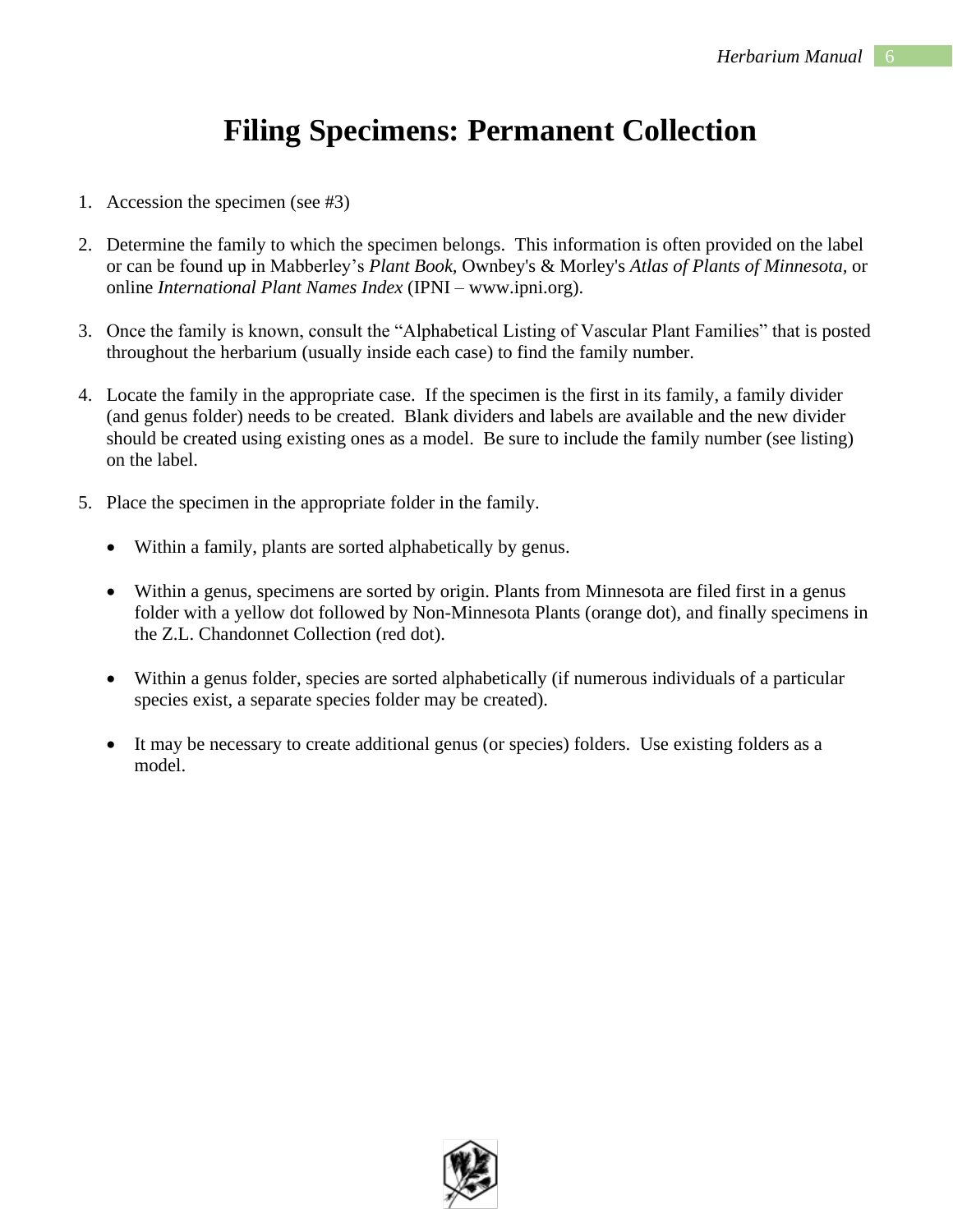# Filing Specimens: Permanent Collection

1. Accession the specimen (see #3)

2. Determine the family to which the specimen belongs. This information is often provided on the label or can be found up in Mabberley's *Plant Book,* Ownbey's & Morley's *Atlas of Plants of Minnesota,* or online *International Plant Names Index* (IPNI – www.ipni.org).

3. Once the family is known, consult the "Alphabetical Listing of Vascular Plant Families" that is posted throughout the herbarium (usually inside each case) to find the family number.

4. Locate the family in the appropriate case. If the specimen is the first in its family, a family divider (and genus folder) needs to be created. Blank dividers and labels are available and the new divider should be created using existing ones as a model. Be sure to include the family number (see listing) on the label.

5. Place the specimen in the appropriate folder in the family.

   - Within a family, plants are sorted alphabetically by genus.

   - Within a genus, specimens are sorted by origin. Plants from Minnesota are filed first in a genus folder with a yellow dot followed by Non-Minnesota Plants (orange dot), and finally specimens in the Z.L. Chandonnet Collection (red dot).

   - Within a genus folder, species are sorted alphabetically (if numerous individuals of a particular species exist, a separate species folder may be created).

   - It may be necessary to create additional genus (or species) folders. Use existing folders as a model.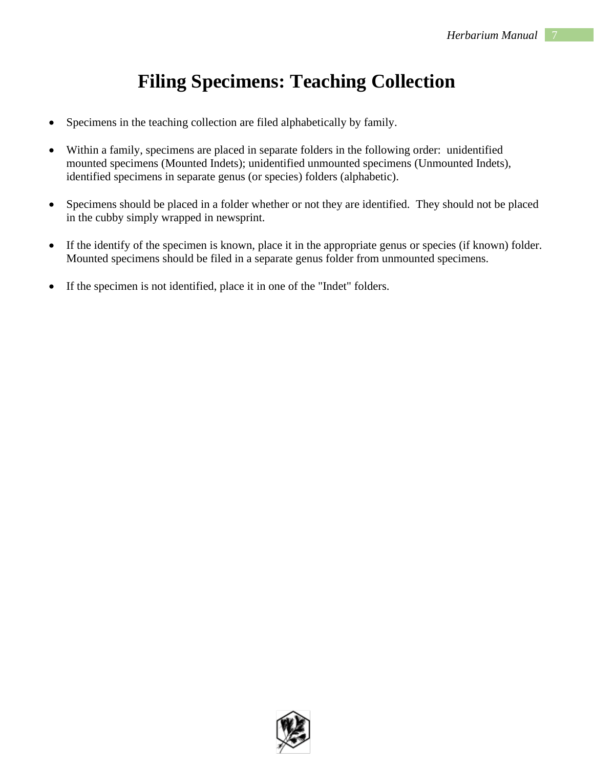# Filing Specimens: Teaching Collection

- Specimens in the teaching collection are filed alphabetically by family.
- Within a family, specimens are placed in separate folders in the following order: unidentified mounted specimens (Mounted Indets); unidentified unmounted specimens (Unmounted Indets), identified specimens in separate genus (or species) folders (alphabetic).
- Specimens should be placed in a folder whether or not they are identified. They should not be placed in the cubby simply wrapped in newsprint.
- If the identify of the specimen is known, place it in the appropriate genus or species (if known) folder. Mounted specimens should be filed in a separate genus folder from unmounted specimens.
- If the specimen is not identified, place it in one of the "Indet" folders.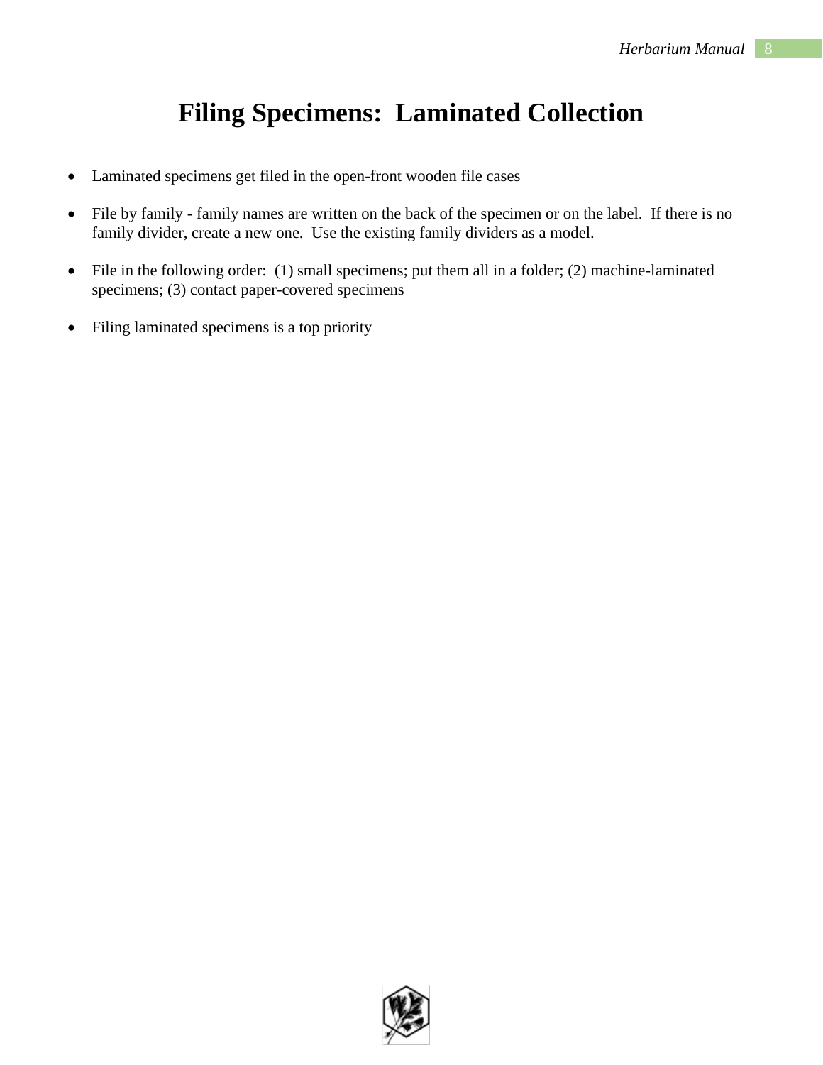# Filing Specimens:  Laminated Collection

- Laminated specimens get filed in the open-front wooden file cases
- File by family - family names are written on the back of the specimen or on the label.  If there is no family divider, create a new one.  Use the existing family dividers as a model.
- File in the following order:  (1) small specimens; put them all in a folder; (2) machine-laminated specimens; (3) contact paper-covered specimens
- Filing laminated specimens is a top priority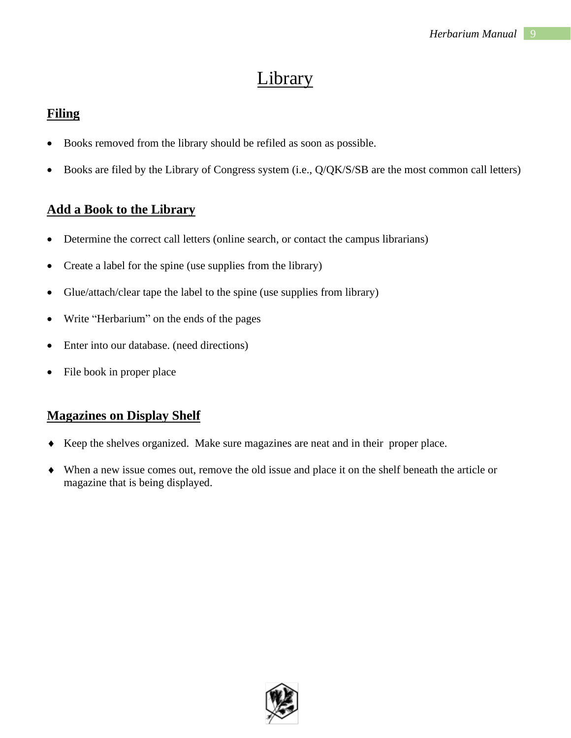# Library

## Filing

- Books removed from the library should be refiled as soon as possible.
- Books are filed by the Library of Congress system (i.e., Q/QK/S/SB are the most common call letters)

## Add a Book to the Library

- Determine the correct call letters (online search, or contact the campus librarians)
- Create a label for the spine (use supplies from the library)
- Glue/attach/clear tape the label to the spine (use supplies from library)
- Write "Herbarium" on the ends of the pages
- Enter into our database. (need directions)
- File book in proper place

## Magazines on Display Shelf

- Keep the shelves organized. Make sure magazines are neat and in their proper place.
- When a new issue comes out, remove the old issue and place it on the shelf beneath the article or magazine that is being displayed.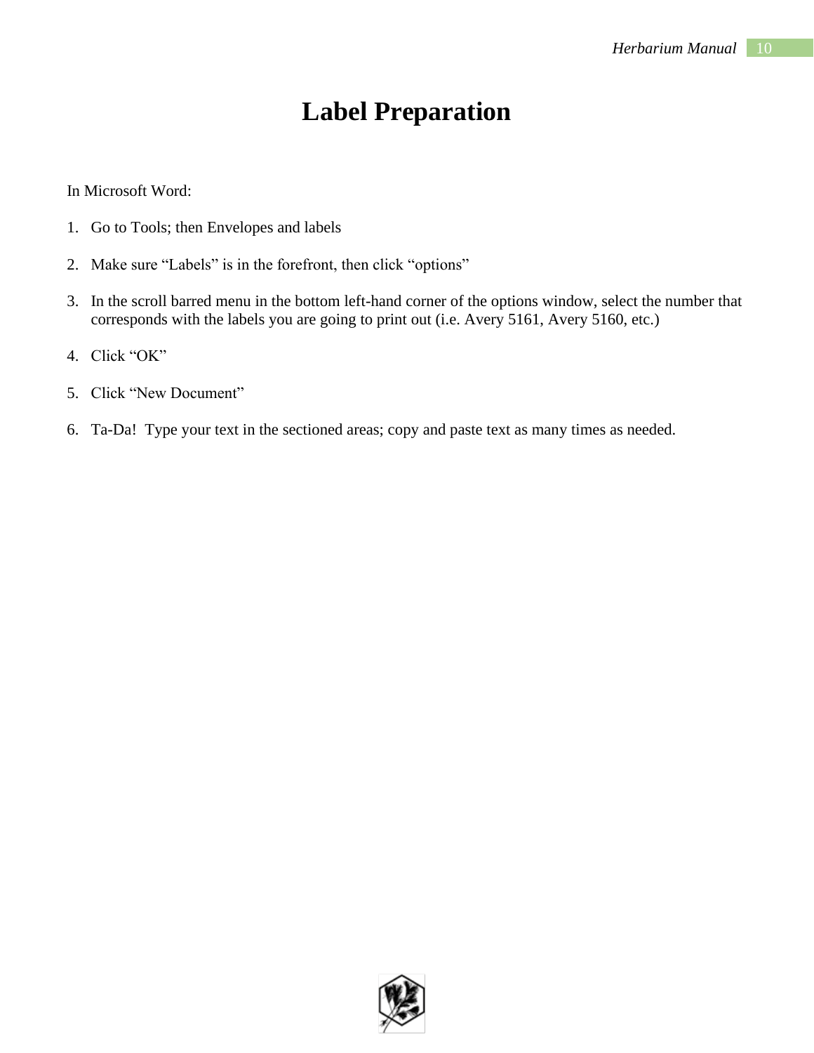# Label Preparation

In Microsoft Word:

1. Go to Tools; then Envelopes and labels
2. Make sure "Labels" is in the forefront, then click "options"
3. In the scroll barred menu in the bottom left-hand corner of the options window, select the number that corresponds with the labels you are going to print out (i.e. Avery 5161, Avery 5160, etc.)
4. Click "OK"
5. Click "New Document"
6. Ta-Da! Type your text in the sectioned areas; copy and paste text as many times as needed.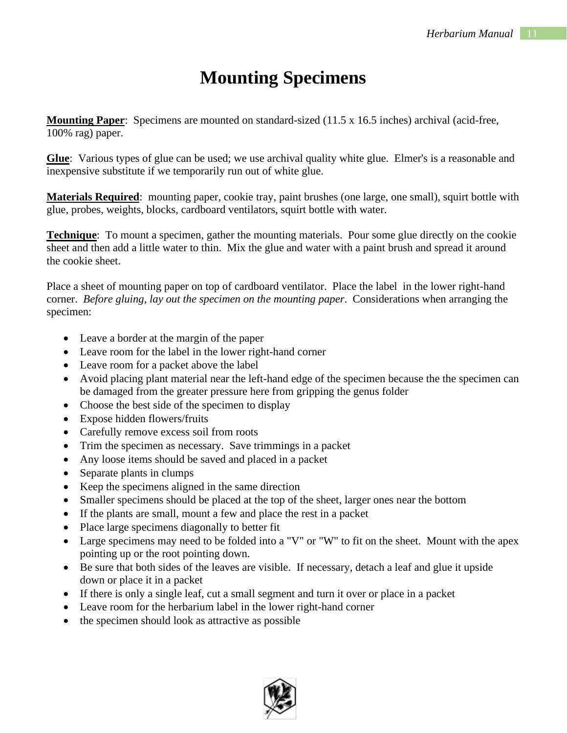# Mounting Specimens

**<u>Mounting Paper</u>**: Specimens are mounted on standard-sized (11.5 x 16.5 inches) archival (acid-free, 100% rag) paper.

**<u>Glue</u>**: Various types of glue can be used; we use archival quality white glue. Elmer's is a reasonable and inexpensive substitute if we temporarily run out of white glue.

**<u>Materials Required</u>**: mounting paper, cookie tray, paint brushes (one large, one small), squirt bottle with glue, probes, weights, blocks, cardboard ventilators, squirt bottle with water.

**<u>Technique</u>**: To mount a specimen, gather the mounting materials. Pour some glue directly on the cookie sheet and then add a little water to thin. Mix the glue and water with a paint brush and spread it around the cookie sheet.

Place a sheet of mounting paper on top of cardboard ventilator. Place the label in the lower right-hand corner. *Before gluing, lay out the specimen on the mounting paper*. Considerations when arranging the specimen:

- Leave a border at the margin of the paper
- Leave room for the label in the lower right-hand corner
- Leave room for a packet above the label
- Avoid placing plant material near the left-hand edge of the specimen because the the specimen can be damaged from the greater pressure here from gripping the genus folder
- Choose the best side of the specimen to display
- Expose hidden flowers/fruits
- Carefully remove excess soil from roots
- Trim the specimen as necessary. Save trimmings in a packet
- Any loose items should be saved and placed in a packet
- Separate plants in clumps
- Keep the specimens aligned in the same direction
- Smaller specimens should be placed at the top of the sheet, larger ones near the bottom
- If the plants are small, mount a few and place the rest in a packet
- Place large specimens diagonally to better fit
- Large specimens may need to be folded into a "V" or "W" to fit on the sheet. Mount with the apex pointing up or the root pointing down.
- Be sure that both sides of the leaves are visible. If necessary, detach a leaf and glue it upside down or place it in a packet
- If there is only a single leaf, cut a small segment and turn it over or place in a packet
- Leave room for the herbarium label in the lower right-hand corner
- the specimen should look as attractive as possible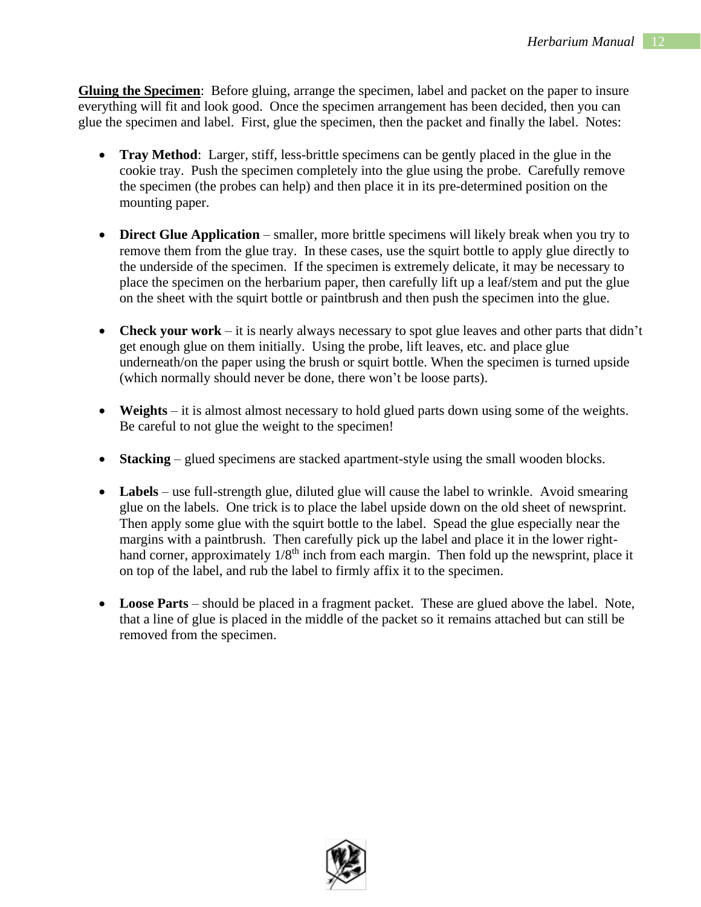**<u>Gluing the Specimen</u>**: Before gluing, arrange the specimen, label and packet on the paper to insure everything will fit and look good. Once the specimen arrangement has been decided, then you can glue the specimen and label. First, glue the specimen, then the packet and finally the label. Notes:

- **Tray Method**: Larger, stiff, less-brittle specimens can be gently placed in the glue in the cookie tray. Push the specimen completely into the glue using the probe. Carefully remove the specimen (the probes can help) and then place it in its pre-determined position on the mounting paper.

- **Direct Glue Application** – smaller, more brittle specimens will likely break when you try to remove them from the glue tray. In these cases, use the squirt bottle to apply glue directly to the underside of the specimen. If the specimen is extremely delicate, it may be necessary to place the specimen on the herbarium paper, then carefully lift up a leaf/stem and put the glue on the sheet with the squirt bottle or paintbrush and then push the specimen into the glue.

- **Check your work** – it is nearly always necessary to spot glue leaves and other parts that didn't get enough glue on them initially. Using the probe, lift leaves, etc. and place glue underneath/on the paper using the brush or squirt bottle. When the specimen is turned upside (which normally should never be done, there won't be loose parts).

- **Weights** – it is almost almost necessary to hold glued parts down using some of the weights. Be careful to not glue the weight to the specimen!

- **Stacking** – glued specimens are stacked apartment-style using the small wooden blocks.

- **Labels** – use full-strength glue, diluted glue will cause the label to wrinkle. Avoid smearing glue on the labels. One trick is to place the label upside down on the old sheet of newsprint. Then apply some glue with the squirt bottle to the label. Spead the glue especially near the margins with a paintbrush. Then carefully pick up the label and place it in the lower right-hand corner, approximately 1/8th inch from each margin. Then fold up the newsprint, place it on top of the label, and rub the label to firmly affix it to the specimen.

- **Loose Parts** – should be placed in a fragment packet. These are glued above the label. Note, that a line of glue is placed in the middle of the packet so it remains attached but can still be removed from the specimen.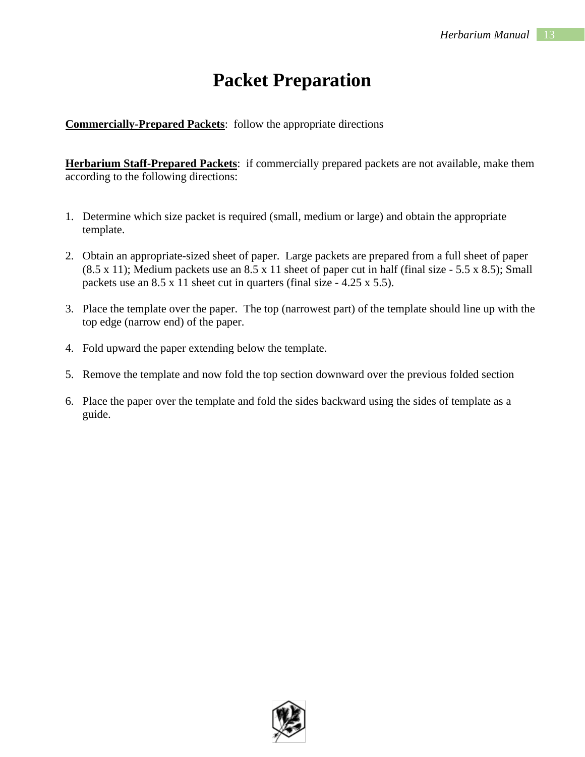# Packet Preparation

**Commercially-Prepared Packets**: follow the appropriate directions

**Herbarium Staff-Prepared Packets**: if commercially prepared packets are not available, make them according to the following directions:

1. Determine which size packet is required (small, medium or large) and obtain the appropriate template.
2. Obtain an appropriate-sized sheet of paper. Large packets are prepared from a full sheet of paper (8.5 x 11); Medium packets use an 8.5 x 11 sheet of paper cut in half (final size - 5.5 x 8.5); Small packets use an 8.5 x 11 sheet cut in quarters (final size - 4.25 x 5.5).
3. Place the template over the paper. The top (narrowest part) of the template should line up with the top edge (narrow end) of the paper.
4. Fold upward the paper extending below the template.
5. Remove the template and now fold the top section downward over the previous folded section
6. Place the paper over the template and fold the sides backward using the sides of template as a guide.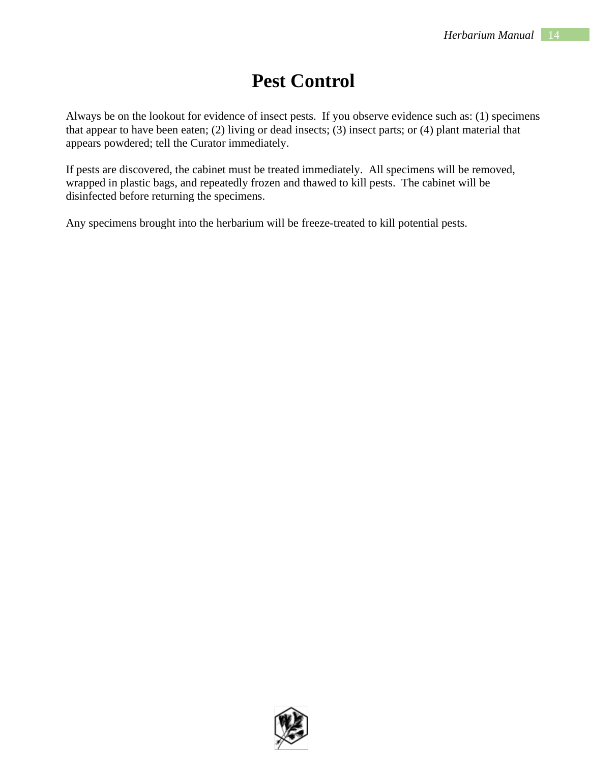# Pest Control

Always be on the lookout for evidence of insect pests. If you observe evidence such as: (1) specimens that appear to have been eaten; (2) living or dead insects; (3) insect parts; or (4) plant material that appears powdered; tell the Curator immediately.

If pests are discovered, the cabinet must be treated immediately. All specimens will be removed, wrapped in plastic bags, and repeatedly frozen and thawed to kill pests. The cabinet will be disinfected before returning the specimens.

Any specimens brought into the herbarium will be freeze-treated to kill potential pests.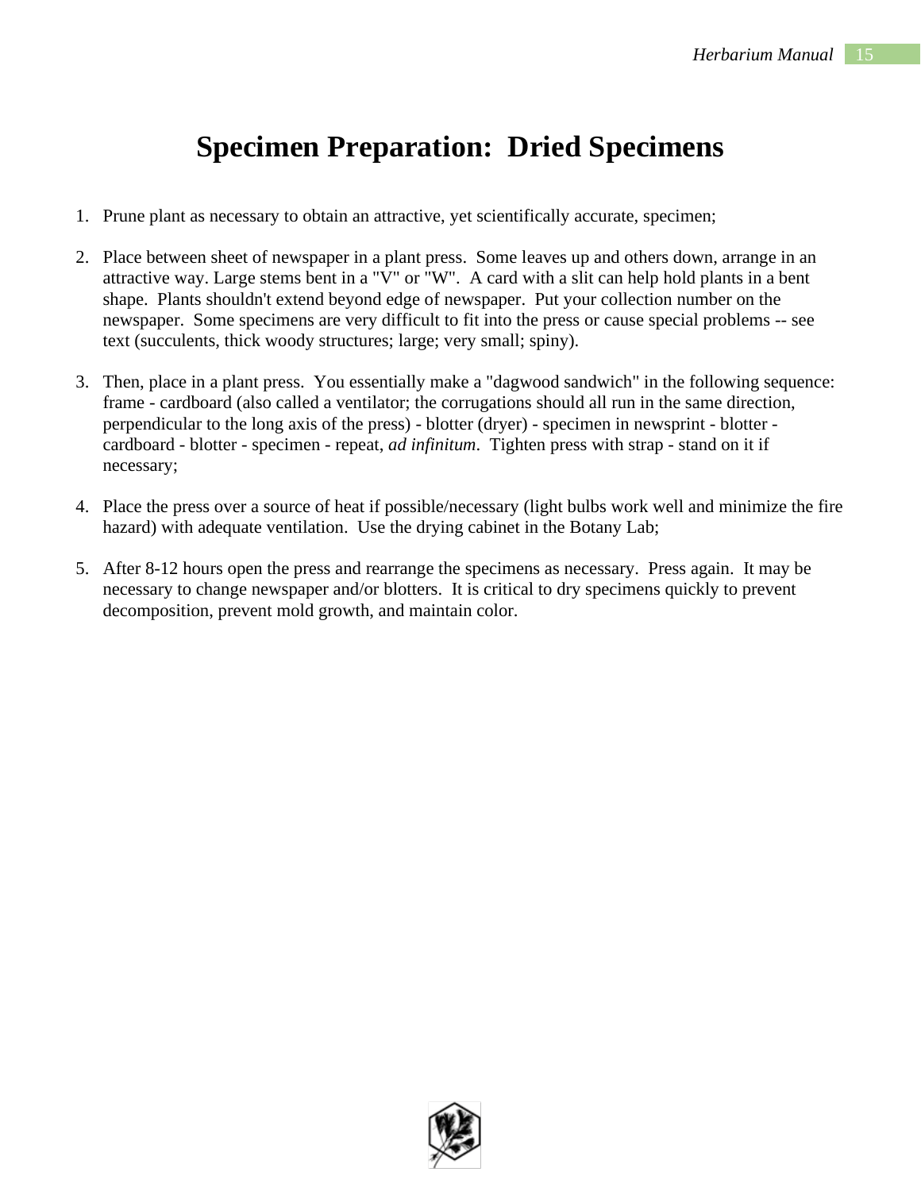# Specimen Preparation: Dried Specimens

1. Prune plant as necessary to obtain an attractive, yet scientifically accurate, specimen;

2. Place between sheet of newspaper in a plant press. Some leaves up and others down, arrange in an attractive way. Large stems bent in a "V" or "W". A card with a slit can help hold plants in a bent shape. Plants shouldn't extend beyond edge of newspaper. Put your collection number on the newspaper. Some specimens are very difficult to fit into the press or cause special problems -- see text (succulents, thick woody structures; large; very small; spiny).

3. Then, place in a plant press. You essentially make a "dagwood sandwich" in the following sequence: frame - cardboard (also called a ventilator; the corrugations should all run in the same direction, perpendicular to the long axis of the press) - blotter (dryer) - specimen in newsprint - blotter - cardboard - blotter - specimen - repeat, *ad infinitum*. Tighten press with strap - stand on it if necessary;

4. Place the press over a source of heat if possible/necessary (light bulbs work well and minimize the fire hazard) with adequate ventilation. Use the drying cabinet in the Botany Lab;

5. After 8-12 hours open the press and rearrange the specimens as necessary. Press again. It may be necessary to change newspaper and/or blotters. It is critical to dry specimens quickly to prevent decomposition, prevent mold growth, and maintain color.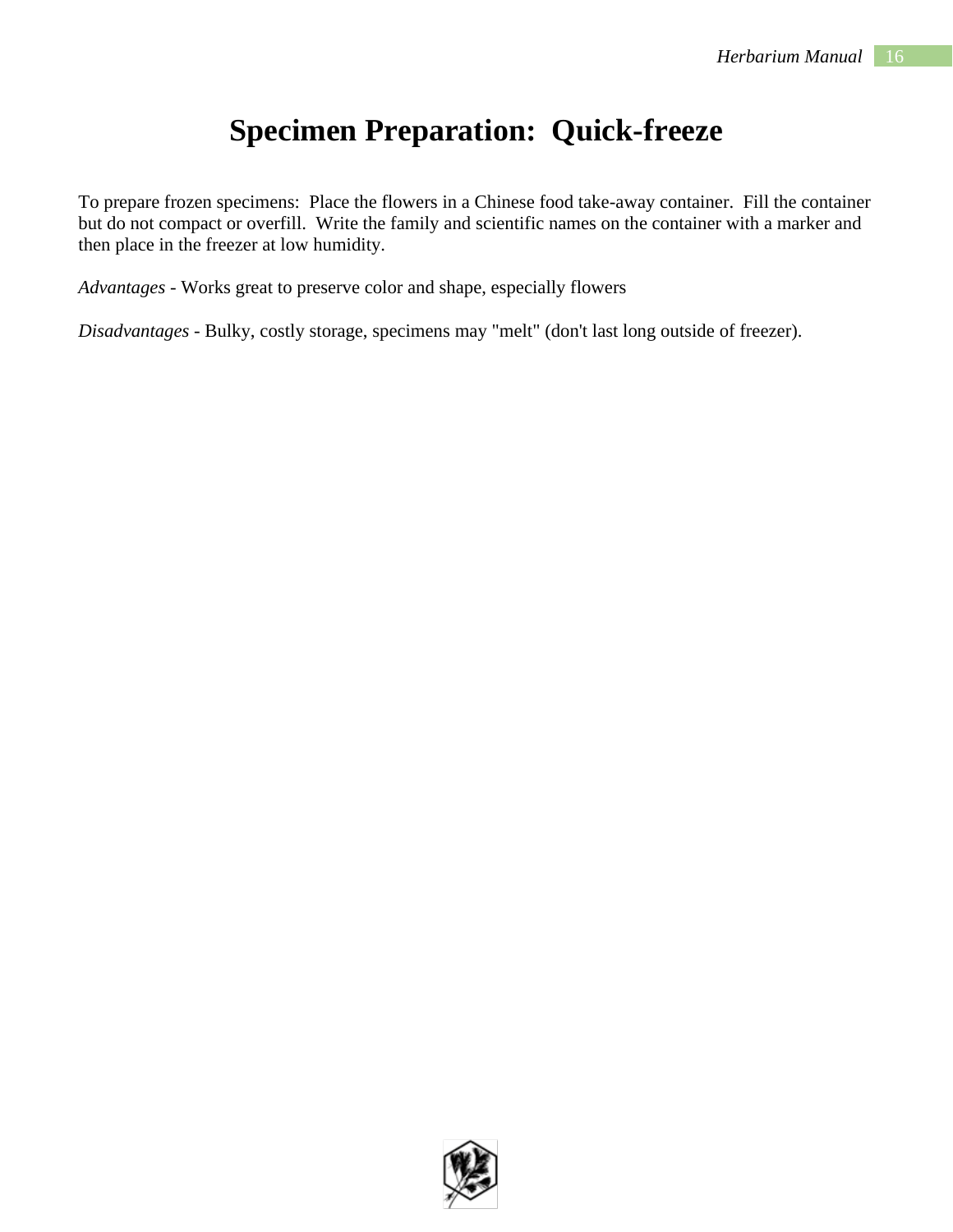# Specimen Preparation: Quick-freeze

To prepare frozen specimens: Place the flowers in a Chinese food take-away container. Fill the container but do not compact or overfill. Write the family and scientific names on the container with a marker and then place in the freezer at low humidity.

*Advantages* - Works great to preserve color and shape, especially flowers

*Disadvantages* - Bulky, costly storage, specimens may "melt" (don't last long outside of freezer).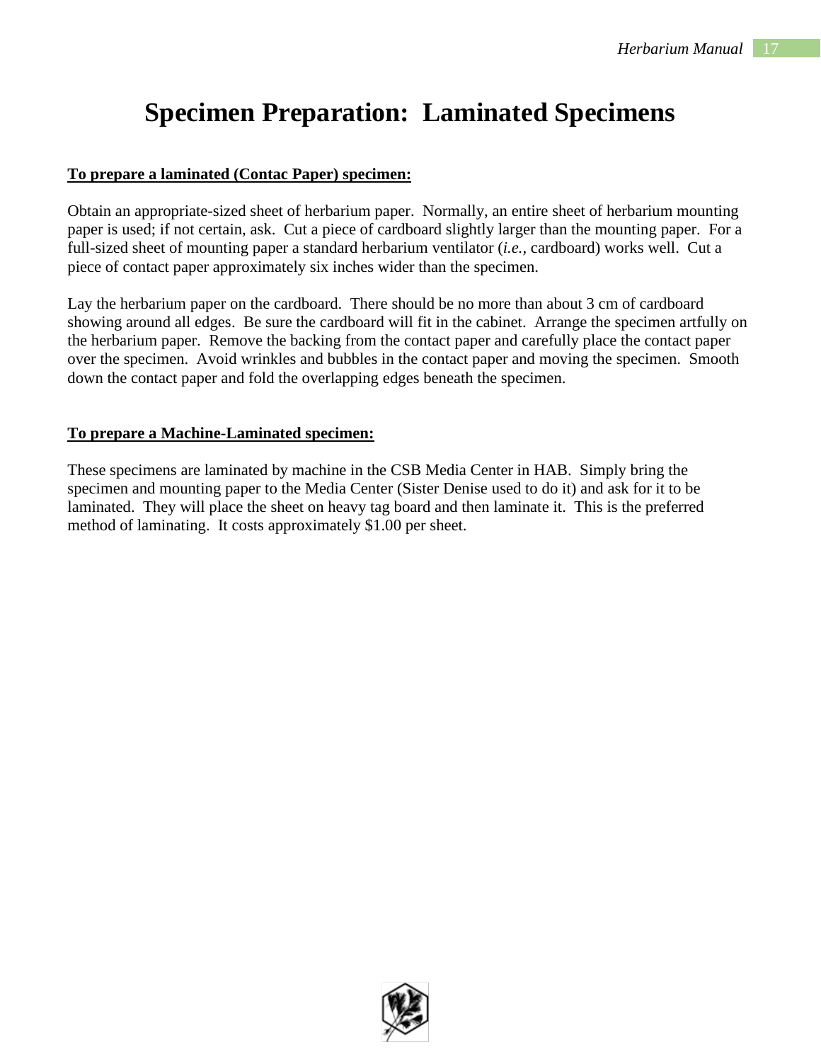# Specimen Preparation: Laminated Specimens

**<u>To prepare a laminated (Contac Paper) specimen:</u>**

Obtain an appropriate-sized sheet of herbarium paper. Normally, an entire sheet of herbarium mounting paper is used; if not certain, ask. Cut a piece of cardboard slightly larger than the mounting paper. For a full-sized sheet of mounting paper a standard herbarium ventilator (*i.e.,* cardboard) works well. Cut a piece of contact paper approximately six inches wider than the specimen.

Lay the herbarium paper on the cardboard. There should be no more than about 3 cm of cardboard showing around all edges. Be sure the cardboard will fit in the cabinet. Arrange the specimen artfully on the herbarium paper. Remove the backing from the contact paper and carefully place the contact paper over the specimen. Avoid wrinkles and bubbles in the contact paper and moving the specimen. Smooth down the contact paper and fold the overlapping edges beneath the specimen.

**<u>To prepare a Machine-Laminated specimen:</u>**

These specimens are laminated by machine in the CSB Media Center in HAB. Simply bring the specimen and mounting paper to the Media Center (Sister Denise used to do it) and ask for it to be laminated. They will place the sheet on heavy tag board and then laminate it. This is the preferred method of laminating. It costs approximately $1.00 per sheet.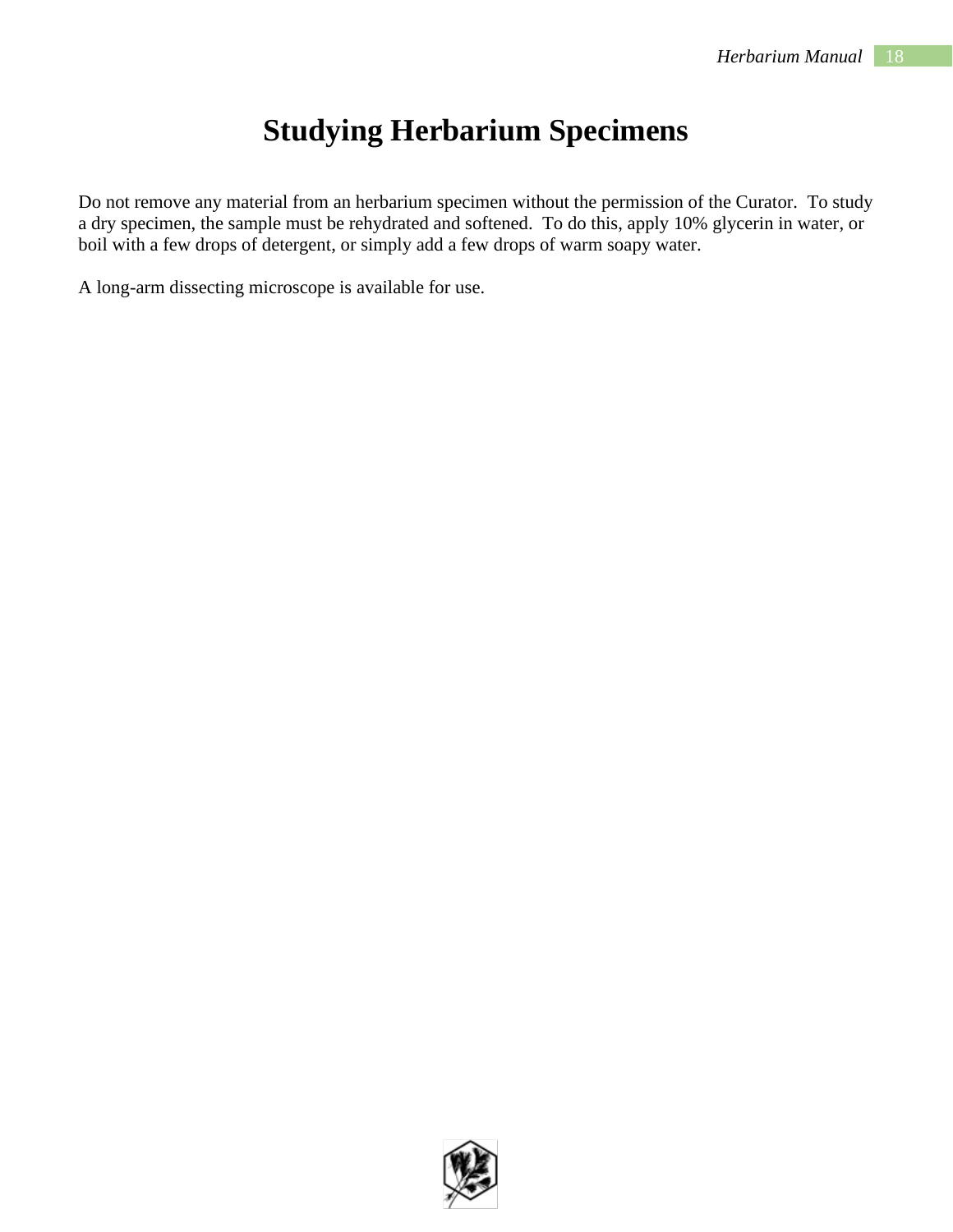# Studying Herbarium Specimens

Do not remove any material from an herbarium specimen without the permission of the Curator. To study a dry specimen, the sample must be rehydrated and softened. To do this, apply 10% glycerin in water, or boil with a few drops of detergent, or simply add a few drops of warm soapy water.

A long-arm dissecting microscope is available for use.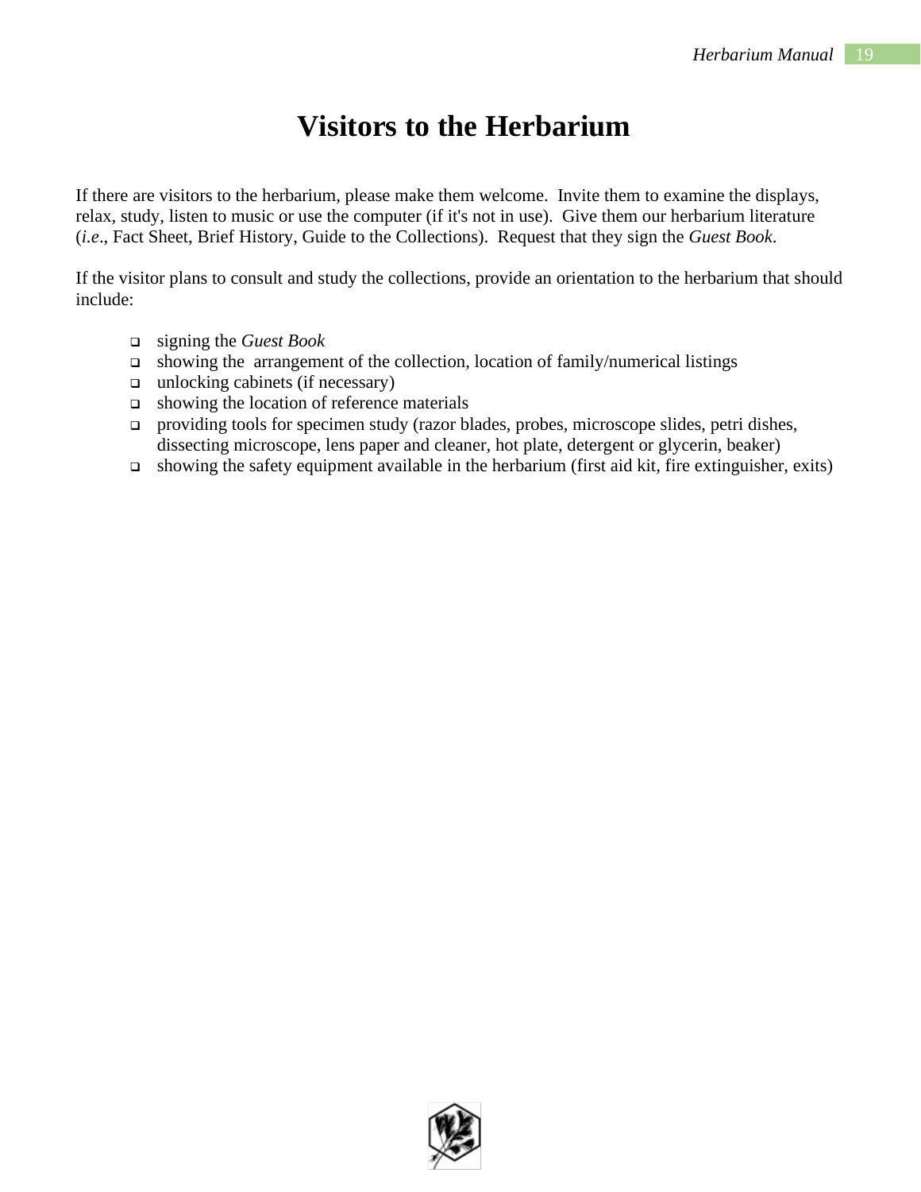# Visitors to the Herbarium

If there are visitors to the herbarium, please make them welcome. Invite them to examine the displays, relax, study, listen to music or use the computer (if it's not in use). Give them our herbarium literature (*i.e*., Fact Sheet, Brief History, Guide to the Collections). Request that they sign the *Guest Book*.

If the visitor plans to consult and study the collections, provide an orientation to the herbarium that should include:

- signing the *Guest Book*
- showing the arrangement of the collection, location of family/numerical listings
- unlocking cabinets (if necessary)
- showing the location of reference materials
- providing tools for specimen study (razor blades, probes, microscope slides, petri dishes, dissecting microscope, lens paper and cleaner, hot plate, detergent or glycerin, beaker)
- showing the safety equipment available in the herbarium (first aid kit, fire extinguisher, exits)